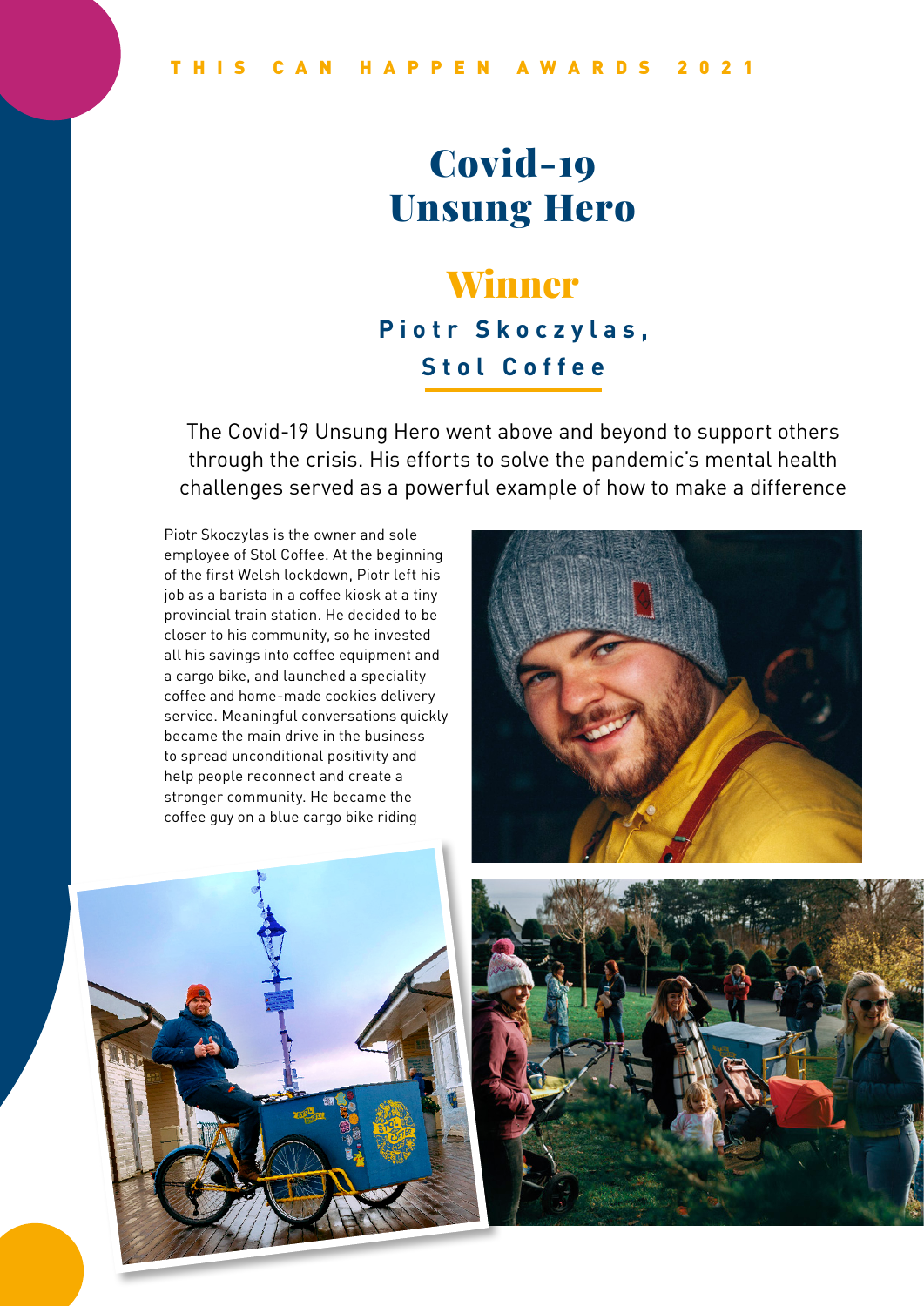THIS CAN HAPPEN AWARDS 2021

# Covid-19 Unsung Hero

## Winner

**Piotr Skoczylas, Stol Coffee**

The Covid-19 Unsung Hero went above and beyond to support others through the crisis. His efforts to solve the pandemic's mental health challenges served as a powerful example of how to make a difference

Piotr Skoczylas is the owner and sole employee of Stol Coffee. At the beginning of the first Welsh lockdown, Piotr left his job as a barista in a coffee kiosk at a tiny provincial train station. He decided to be closer to his community, so he invested all his savings into coffee equipment and a cargo bike, and launched a speciality coffee and home-made cookies delivery service. Meaningful conversations quickly became the main drive in the business to spread unconditional positivity and help people reconnect and create a stronger community. He became the coffee guy on a blue cargo bike riding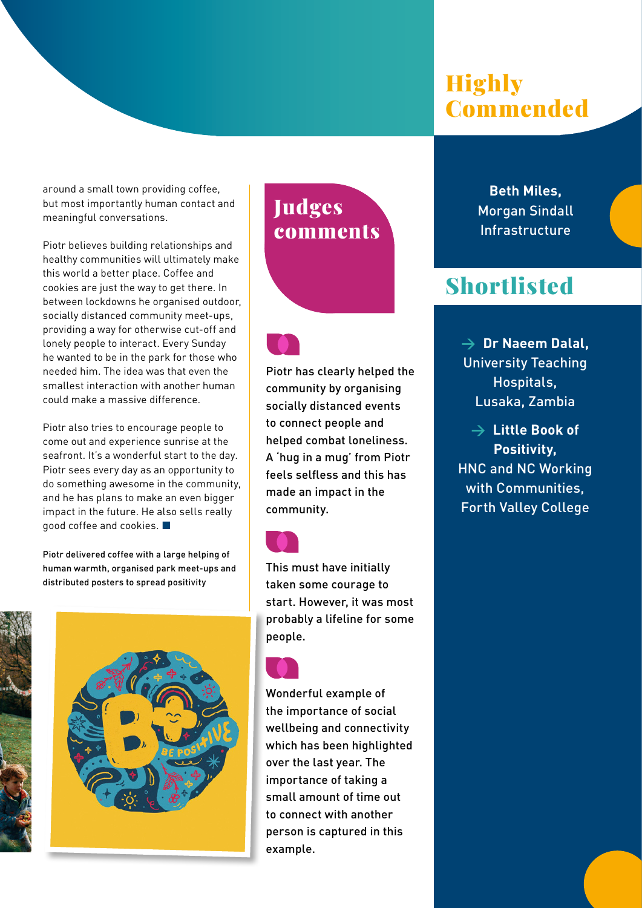around a small town providing coffee, but most importantly human contact and meaningful conversations.

Piotr believes building relationships and healthy communities will ultimately make this world a better place. Coffee and cookies are just the way to get there. In between lockdowns he organised outdoor, socially distanced community meet-ups, providing a way for otherwise cut-off and lonely people to interact. Every Sunday he wanted to be in the park for those who needed him. The idea was that even the smallest interaction with another human could make a massive difference.

Piotr also tries to encourage people to come out and experience sunrise at the seafront. It's a wonderful start to the day. Piotr sees every day as an opportunity to do something awesome in the community, and he has plans to make an even bigger impact in the future. He also sells really good coffee and cookies. ■

Piotr delivered coffee with a large helping of human warmth, organised park meet-ups and distributed posters to spread positivity

## Judges comments

Piotr has clearly helped the community by organising socially distanced events to connect people and helped combat loneliness. A 'hug in a mug' from Piotr feels selfless and this has made an impact in the community.

This must have initially taken some courage to start. However, it was most probably a lifeline for some people.

Wonderful example of the importance of social wellbeing and connectivity which has been highlighted over the last year. The importance of taking a small amount of time out to connect with another person is captured in this example.

## Highly Commended

**Beth Miles,**
Morgan Sindall Infrastructure

## Shortlisted

→ **Dr Naeem Dalal,**
University Teaching Hospitals, Lusaka, Zambia

→ **Little Book of Positivity,**
HNC and NC Working with Communities, Forth Valley College